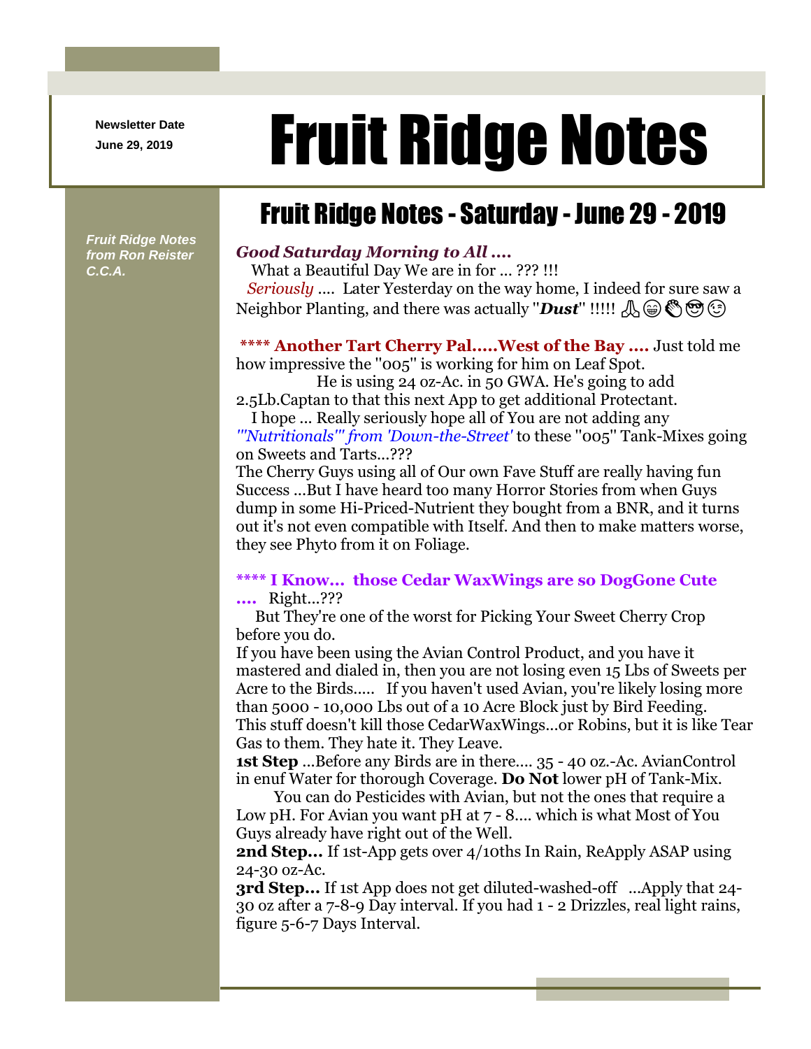Newsletter Date
June 29, 2019

# Fruit Ridge Notes

*Fruit Ridge Notes from Ron Reister C.C.A.*

## Fruit Ridge Notes - Saturday - June 29 - 2019

***Good Saturday Morning to All ....***

What a Beautiful Day We are in for ... ??? !!!

*Seriously* .... Later Yesterday on the way home, I indeed for sure saw a Neighbor Planting, and there was actually "***Dust***" !!!!! 🙏😁👏😎😉

**\*\*\*\* Another Tart Cherry Pal.....West of the Bay ....** Just told me how impressive the "005" is working for him on Leaf Spot.

He is using 24 oz-Ac. in 50 GWA. He's going to add 2.5Lb.Captan to that this next App to get additional Protectant.

I hope ... Really seriously hope all of You are not adding any *"'Nutritionals'" from 'Down-the-Street'* to these "005" Tank-Mixes going on Sweets and Tarts...???

The Cherry Guys using all of Our own Fave Stuff are really having fun Success ...But I have heard too many Horror Stories from when Guys dump in some Hi-Priced-Nutrient they bought from a BNR, and it turns out it's not even compatible with Itself. And then to make matters worse, they see Phyto from it on Foliage.

**\*\*\*\* I Know... those Cedar WaxWings are so DogGone Cute ....** Right...???

But They're one of the worst for Picking Your Sweet Cherry Crop before you do.

If you have been using the Avian Control Product, and you have it mastered and dialed in, then you are not losing even 15 Lbs of Sweets per Acre to the Birds..... If you haven't used Avian, you're likely losing more than 5000 - 10,000 Lbs out of a 10 Acre Block just by Bird Feeding. This stuff doesn't kill those CedarWaxWings...or Robins, but it is like Tear Gas to them. They hate it. They Leave.

**1st Step** ...Before any Birds are in there.... 35 - 40 oz.-Ac. AvianControl in enuf Water for thorough Coverage. **Do Not** lower pH of Tank-Mix.

You can do Pesticides with Avian, but not the ones that require a Low pH. For Avian you want pH at 7 - 8.... which is what Most of You Guys already have right out of the Well.

**2nd Step...** If 1st-App gets over 4/10ths In Rain, ReApply ASAP using 24-30 oz-Ac.

**3rd Step...** If 1st App does not get diluted-washed-off ...Apply that 24-30 oz after a 7-8-9 Day interval. If you had 1 - 2 Drizzles, real light rains, figure 5-6-7 Days Interval.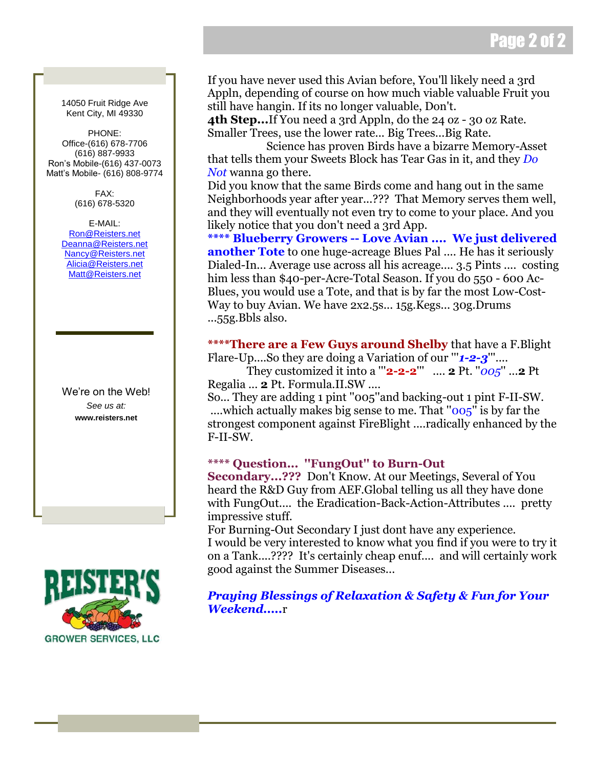14050 Fruit Ridge Ave
Kent City, MI 49330

PHONE:
Office-(616) 678-7706
(616) 887-9933
Ron's Mobile-(616) 437-0073
Matt's Mobile- (616) 808-9774

FAX:
(616) 678-5320

E-MAIL:
Ron@Reisters.net
Deanna@Reisters.net
Nancy@Reisters.net
Alicia@Reisters.net
Matt@Reisters.net

We're on the Web!
*See us at:*
**www.reisters.net**

REISTER'S GROWER SERVICES, LLC

If you have never used this Avian before, You'll likely need a 3rd Appln, depending of course on how much viable valuable Fruit you still have hangin. If its no longer valuable, Don't.

**4th Step...**If You need a 3rd Appln, do the 24 oz - 30 oz Rate. Smaller Trees, use the lower rate... Big Trees...Big Rate.

Science has proven Birds have a bizarre Memory-Asset that tells them your Sweets Block has Tear Gas in it, and they *Do Not* wanna go there.

Did you know that the same Birds come and hang out in the same Neighborhoods year after year...??? That Memory serves them well, and they will eventually not even try to come to your place. And you likely notice that you don't need a 3rd App.

**\*\*\*\* Blueberry Growers -- Love Avian .... We just delivered another Tote** to one huge-acreage Blues Pal .... He has it seriously Dialed-In... Average use across all his acreage.... 3.5 Pints .... costing him less than $40-per-Acre-Total Season. If you do 550 - 600 Ac-Blues, you would use a Tote, and that is by far the most Low-Cost-Way to buy Avian. We have 2x2.5s... 15g.Kegs... 30g.Drums ...55g.Bbls also.

**\*\*\*\*There are a Few Guys around Shelby** that have a F.Blight Flare-Up....So they are doing a Variation of our "'***1-2-3***'"....

They customized it into a "'**2-2-2**'" .... **2** Pt. "*005*" ...**2** Pt Regalia ... **2** Pt. Formula.II.SW ....

So... They are adding 1 pint "005"and backing-out 1 pint F-II-SW. ....which actually makes big sense to me. That "005" is by far the strongest component against FireBlight ....radically enhanced by the F-II-SW.

**\*\*\*\* Question... "FungOut" to Burn-Out Secondary...???** Don't Know. At our Meetings, Several of You heard the R&D Guy from AEF.Global telling us all they have done with FungOut.... the Eradication-Back-Action-Attributes .... pretty impressive stuff.

For Burning-Out Secondary I just dont have any experience.

I would be very interested to know what you find if you were to try it on a Tank....???? It's certainly cheap enuf.... and will certainly work good against the Summer Diseases...

***Praying Blessings of Relaxation & Safety & Fun for Your Weekend.....***r